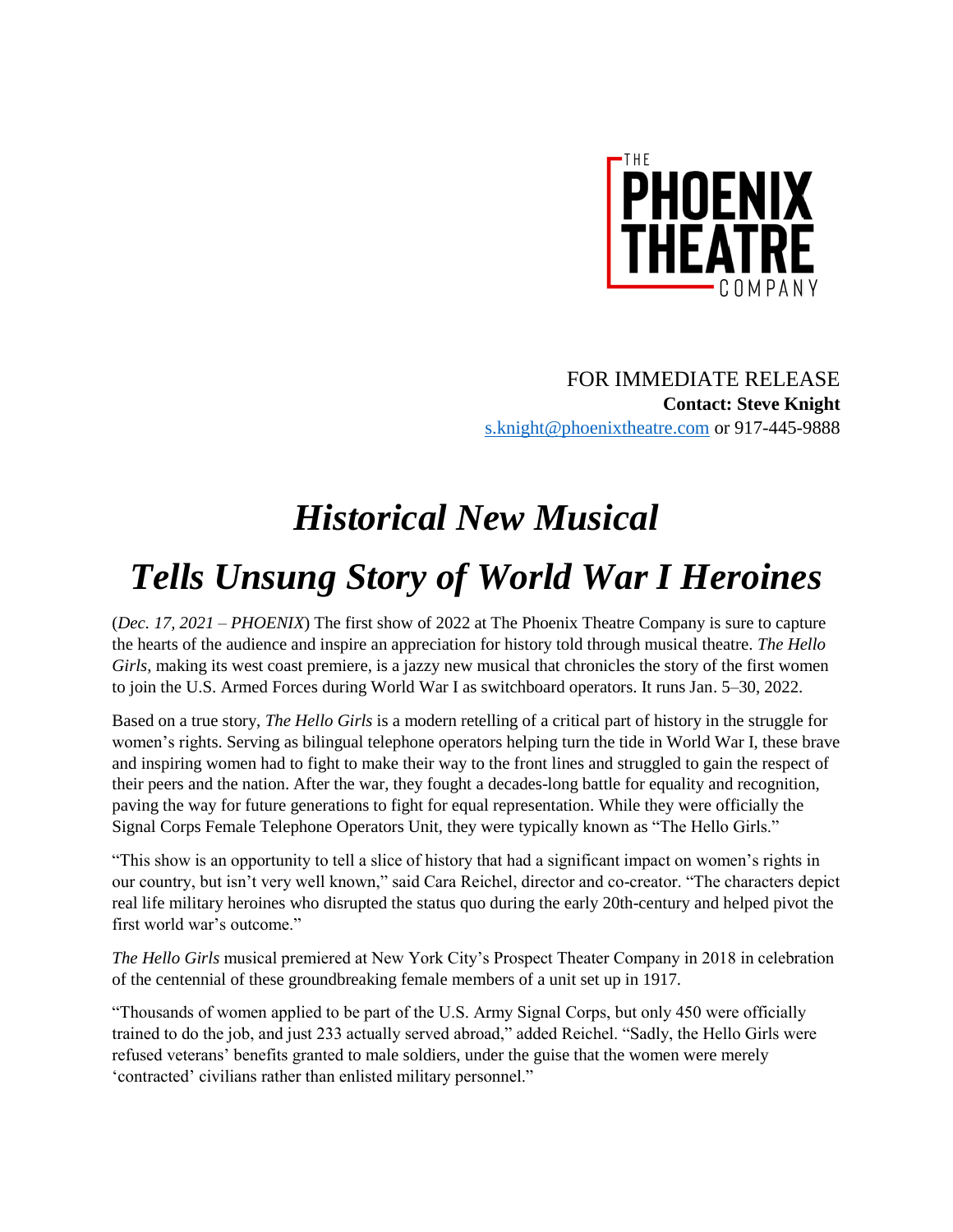THE PHOENIX THEATRE COMPANY

FOR IMMEDIATE RELEASE
**Contact: Steve Knight**
s.knight@phoenixtheatre.com or 917-445-9888

# *Historical New Musical*
# *Tells Unsung Story of World War I Heroines*

(*Dec. 17, 2021 – PHOENIX*) The first show of 2022 at The Phoenix Theatre Company is sure to capture the hearts of the audience and inspire an appreciation for history told through musical theatre. *The Hello Girls*, making its west coast premiere, is a jazzy new musical that chronicles the story of the first women to join the U.S. Armed Forces during World War I as switchboard operators. It runs Jan. 5–30, 2022.

Based on a true story, *The Hello Girls* is a modern retelling of a critical part of history in the struggle for women's rights. Serving as bilingual telephone operators helping turn the tide in World War I, these brave and inspiring women had to fight to make their way to the front lines and struggled to gain the respect of their peers and the nation. After the war, they fought a decades-long battle for equality and recognition, paving the way for future generations to fight for equal representation. While they were officially the Signal Corps Female Telephone Operators Unit, they were typically known as "The Hello Girls."

"This show is an opportunity to tell a slice of history that had a significant impact on women's rights in our country, but isn't very well known," said Cara Reichel, director and co-creator. "The characters depict real life military heroines who disrupted the status quo during the early 20th-century and helped pivot the first world war's outcome."

*The Hello Girls* musical premiered at New York City's Prospect Theater Company in 2018 in celebration of the centennial of these groundbreaking female members of a unit set up in 1917.

"Thousands of women applied to be part of the U.S. Army Signal Corps, but only 450 were officially trained to do the job, and just 233 actually served abroad," added Reichel. "Sadly, the Hello Girls were refused veterans' benefits granted to male soldiers, under the guise that the women were merely 'contracted' civilians rather than enlisted military personnel."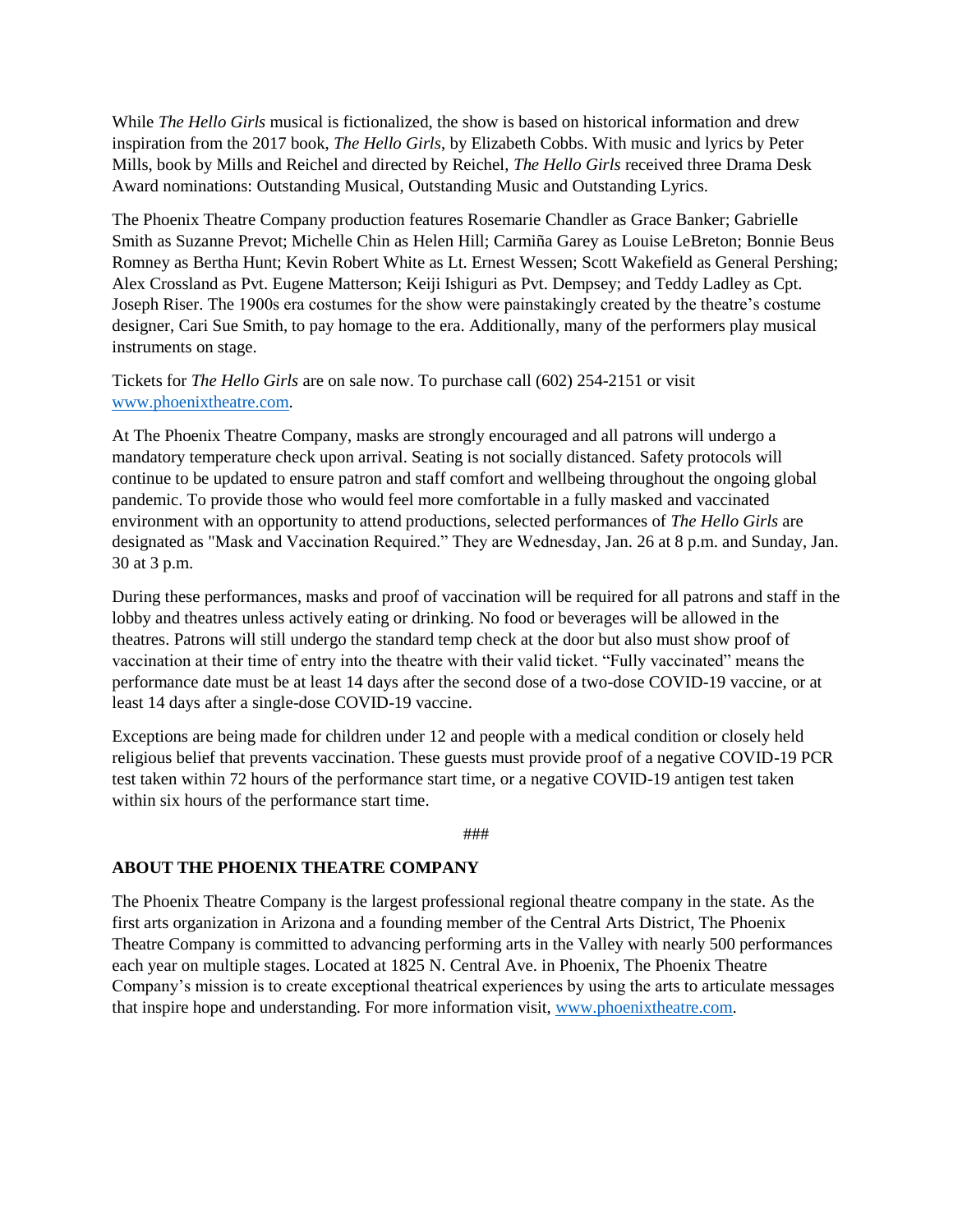While *The Hello Girls* musical is fictionalized, the show is based on historical information and drew inspiration from the 2017 book, *The Hello Girls*, by Elizabeth Cobbs. With music and lyrics by Peter Mills, book by Mills and Reichel and directed by Reichel, *The Hello Girls* received three Drama Desk Award nominations: Outstanding Musical, Outstanding Music and Outstanding Lyrics.

The Phoenix Theatre Company production features Rosemarie Chandler as Grace Banker; Gabrielle Smith as Suzanne Prevot; Michelle Chin as Helen Hill; Carmiña Garey as Louise LeBreton; Bonnie Beus Romney as Bertha Hunt; Kevin Robert White as Lt. Ernest Wessen; Scott Wakefield as General Pershing; Alex Crossland as Pvt. Eugene Matterson; Keiji Ishiguri as Pvt. Dempsey; and Teddy Ladley as Cpt. Joseph Riser. The 1900s era costumes for the show were painstakingly created by the theatre's costume designer, Cari Sue Smith, to pay homage to the era. Additionally, many of the performers play musical instruments on stage.

Tickets for *The Hello Girls* are on sale now. To purchase call (602) 254-2151 or visit [www.phoenixtheatre.com](http://www.phoenixtheatre.com).

At The Phoenix Theatre Company, masks are strongly encouraged and all patrons will undergo a mandatory temperature check upon arrival. Seating is not socially distanced. Safety protocols will continue to be updated to ensure patron and staff comfort and wellbeing throughout the ongoing global pandemic. To provide those who would feel more comfortable in a fully masked and vaccinated environment with an opportunity to attend productions, selected performances of *The Hello Girls* are designated as "Mask and Vaccination Required." They are Wednesday, Jan. 26 at 8 p.m. and Sunday, Jan. 30 at 3 p.m.

During these performances, masks and proof of vaccination will be required for all patrons and staff in the lobby and theatres unless actively eating or drinking. No food or beverages will be allowed in the theatres. Patrons will still undergo the standard temp check at the door but also must show proof of vaccination at their time of entry into the theatre with their valid ticket. "Fully vaccinated" means the performance date must be at least 14 days after the second dose of a two-dose COVID-19 vaccine, or at least 14 days after a single-dose COVID-19 vaccine.

Exceptions are being made for children under 12 and people with a medical condition or closely held religious belief that prevents vaccination. These guests must provide proof of a negative COVID-19 PCR test taken within 72 hours of the performance start time, or a negative COVID-19 antigen test taken within six hours of the performance start time.

###

**ABOUT THE PHOENIX THEATRE COMPANY**

The Phoenix Theatre Company is the largest professional regional theatre company in the state. As the first arts organization in Arizona and a founding member of the Central Arts District, The Phoenix Theatre Company is committed to advancing performing arts in the Valley with nearly 500 performances each year on multiple stages. Located at 1825 N. Central Ave. in Phoenix, The Phoenix Theatre Company's mission is to create exceptional theatrical experiences by using the arts to articulate messages that inspire hope and understanding. For more information visit, [www.phoenixtheatre.com](http://www.phoenixtheatre.com).